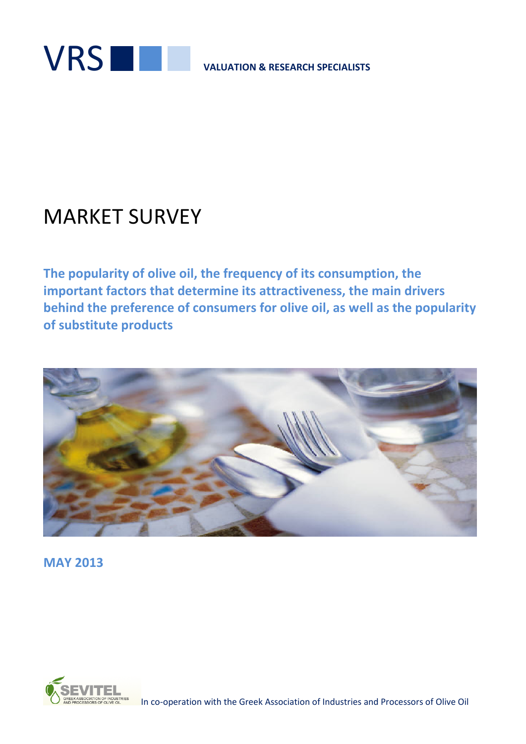VRS

**VALUATION & RESEARCH SPECIALISTS**

# MARKET SURVEY

## The popularity of olive oil, the frequency of its consumption, the important factors that determine its attractiveness, the main drivers behind the preference of consumers for olive oil, as well as the popularity of substitute products

**MAY 2013**

SEVITEL
GREEK ASSOCIATION OF INDUSTRIES AND PROCESSORS OF OLIVE OIL

In co-operation with the Greek Association of Industries and Processors of Olive Oil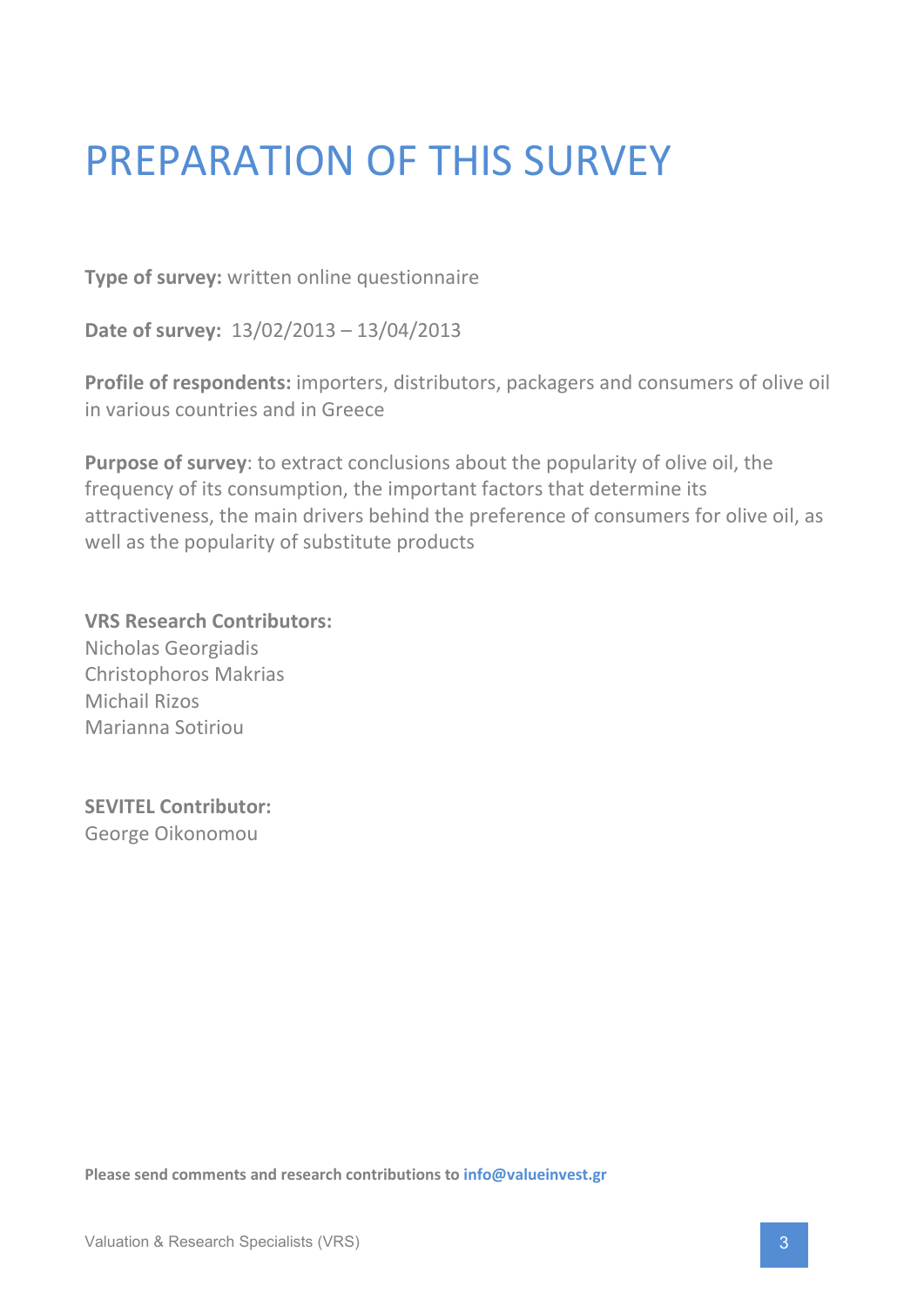# PREPARATION OF THIS SURVEY

**Type of survey:** written online questionnaire

**Date of survey:** 13/02/2013 – 13/04/2013

**Profile of respondents:** importers, distributors, packagers and consumers of olive oil in various countries and in Greece

**Purpose of survey**: to extract conclusions about the popularity of olive oil, the frequency of its consumption, the important factors that determine its attractiveness, the main drivers behind the preference of consumers for olive oil, as well as the popularity of substitute products

**VRS Research Contributors:**
Nicholas Georgiadis
Christophoros Makrias
Michail Rizos
Marianna Sotiriou

**SEVITEL Contributor:**
George Oikonomou

**Please send comments and research contributions to info@valueinvest.gr**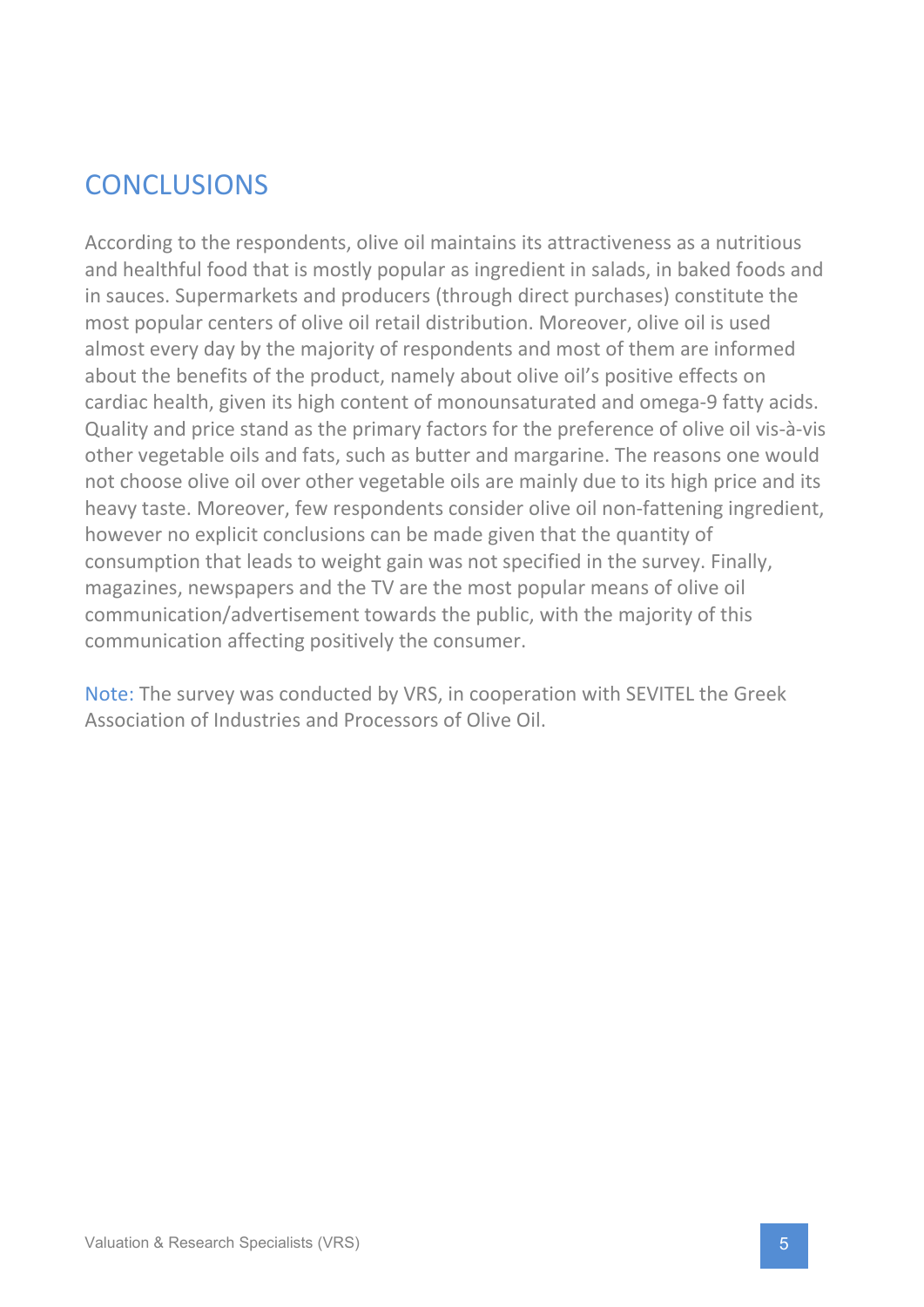## CONCLUSIONS

According to the respondents, olive oil maintains its attractiveness as a nutritious and healthful food that is mostly popular as ingredient in salads, in baked foods and in sauces. Supermarkets and producers (through direct purchases) constitute the most popular centers of olive oil retail distribution. Moreover, olive oil is used almost every day by the majority of respondents and most of them are informed about the benefits of the product, namely about olive oil's positive effects on cardiac health, given its high content of monounsaturated and omega-9 fatty acids. Quality and price stand as the primary factors for the preference of olive oil vis-à-vis other vegetable oils and fats, such as butter and margarine. The reasons one would not choose olive oil over other vegetable oils are mainly due to its high price and its heavy taste. Moreover, few respondents consider olive oil non-fattening ingredient, however no explicit conclusions can be made given that the quantity of consumption that leads to weight gain was not specified in the survey. Finally, magazines, newspapers and the TV are the most popular means of olive oil communication/advertisement towards the public, with the majority of this communication affecting positively the consumer.

Note: The survey was conducted by VRS, in cooperation with SEVITEL the Greek Association of Industries and Processors of Olive Oil.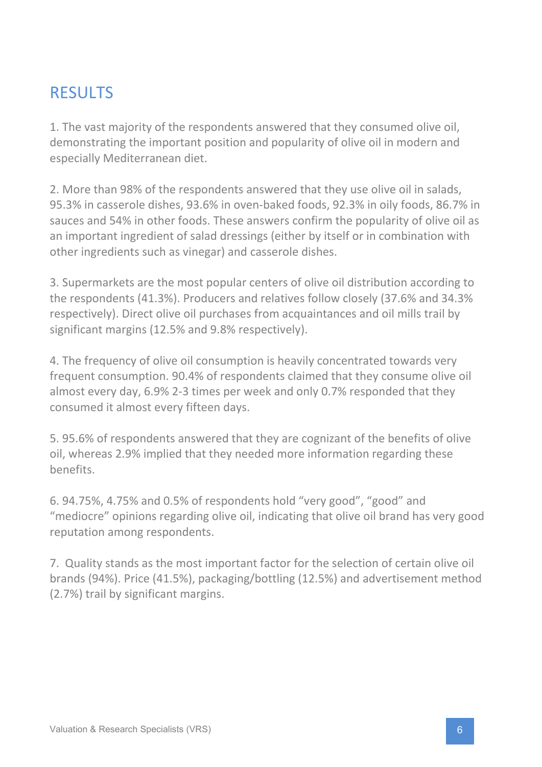## RESULTS

1. The vast majority of the respondents answered that they consumed olive oil, demonstrating the important position and popularity of olive oil in modern and especially Mediterranean diet.

2. More than 98% of the respondents answered that they use olive oil in salads, 95.3% in casserole dishes, 93.6% in oven-baked foods, 92.3% in oily foods, 86.7% in sauces and 54% in other foods. These answers confirm the popularity of olive oil as an important ingredient of salad dressings (either by itself or in combination with other ingredients such as vinegar) and casserole dishes.

3. Supermarkets are the most popular centers of olive oil distribution according to the respondents (41.3%). Producers and relatives follow closely (37.6% and 34.3% respectively). Direct olive oil purchases from acquaintances and oil mills trail by significant margins (12.5% and 9.8% respectively).

4. The frequency of olive oil consumption is heavily concentrated towards very frequent consumption. 90.4% of respondents claimed that they consume olive oil almost every day, 6.9% 2-3 times per week and only 0.7% responded that they consumed it almost every fifteen days.

5. 95.6% of respondents answered that they are cognizant of the benefits of olive oil, whereas 2.9% implied that they needed more information regarding these benefits.

6. 94.75%, 4.75% and 0.5% of respondents hold "very good", "good" and "mediocre" opinions regarding olive oil, indicating that olive oil brand has very good reputation among respondents.

7. Quality stands as the most important factor for the selection of certain olive oil brands (94%). Price (41.5%), packaging/bottling (12.5%) and advertisement method (2.7%) trail by significant margins.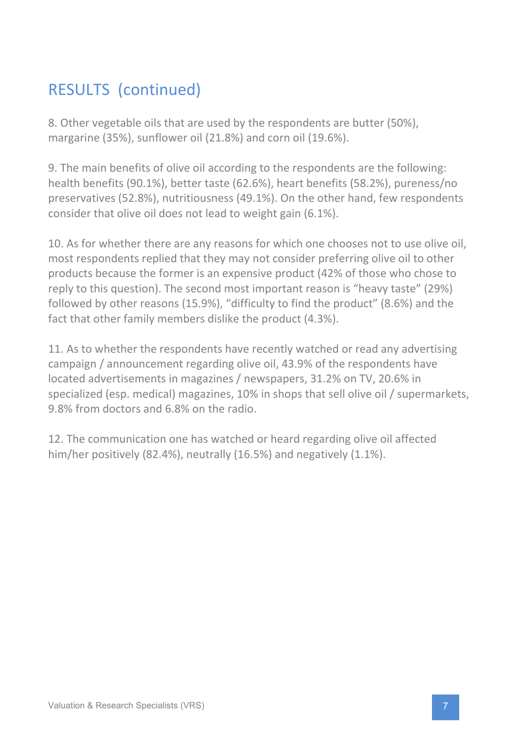## RESULTS (continued)

8. Other vegetable oils that are used by the respondents are butter (50%), margarine (35%), sunflower oil (21.8%) and corn oil (19.6%).

9. The main benefits of olive oil according to the respondents are the following: health benefits (90.1%), better taste (62.6%), heart benefits (58.2%), pureness/no preservatives (52.8%), nutritiousness (49.1%). On the other hand, few respondents consider that olive oil does not lead to weight gain (6.1%).

10. As for whether there are any reasons for which one chooses not to use olive oil, most respondents replied that they may not consider preferring olive oil to other products because the former is an expensive product (42% of those who chose to reply to this question). The second most important reason is "heavy taste" (29%) followed by other reasons (15.9%), "difficulty to find the product" (8.6%) and the fact that other family members dislike the product (4.3%).

11. As to whether the respondents have recently watched or read any advertising campaign / announcement regarding olive oil, 43.9% of the respondents have located advertisements in magazines / newspapers, 31.2% on TV, 20.6% in specialized (esp. medical) magazines, 10% in shops that sell olive oil / supermarkets, 9.8% from doctors and 6.8% on the radio.

12. The communication one has watched or heard regarding olive oil affected him/her positively (82.4%), neutrally (16.5%) and negatively (1.1%).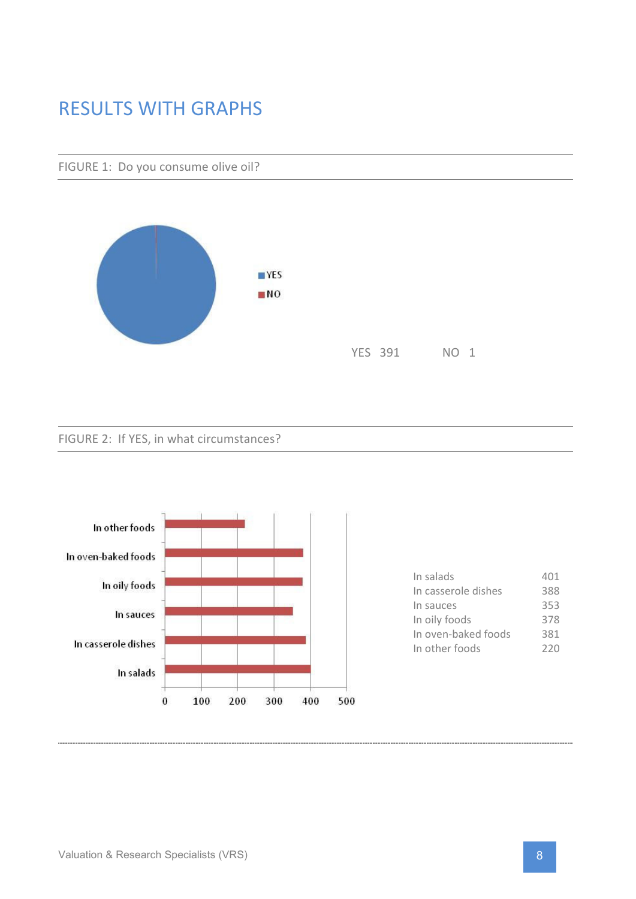# RESULTS WITH GRAPHS

FIGURE 1: Do you consume olive oil?

YES 391 NO 1

FIGURE 2: If YES, in what circumstances?

| | |
|---|---|
| In salads | 401 |
| In casserole dishes | 388 |
| In sauces | 353 |
| In oily foods | 378 |
| In oven-baked foods | 381 |
| In other foods | 220 |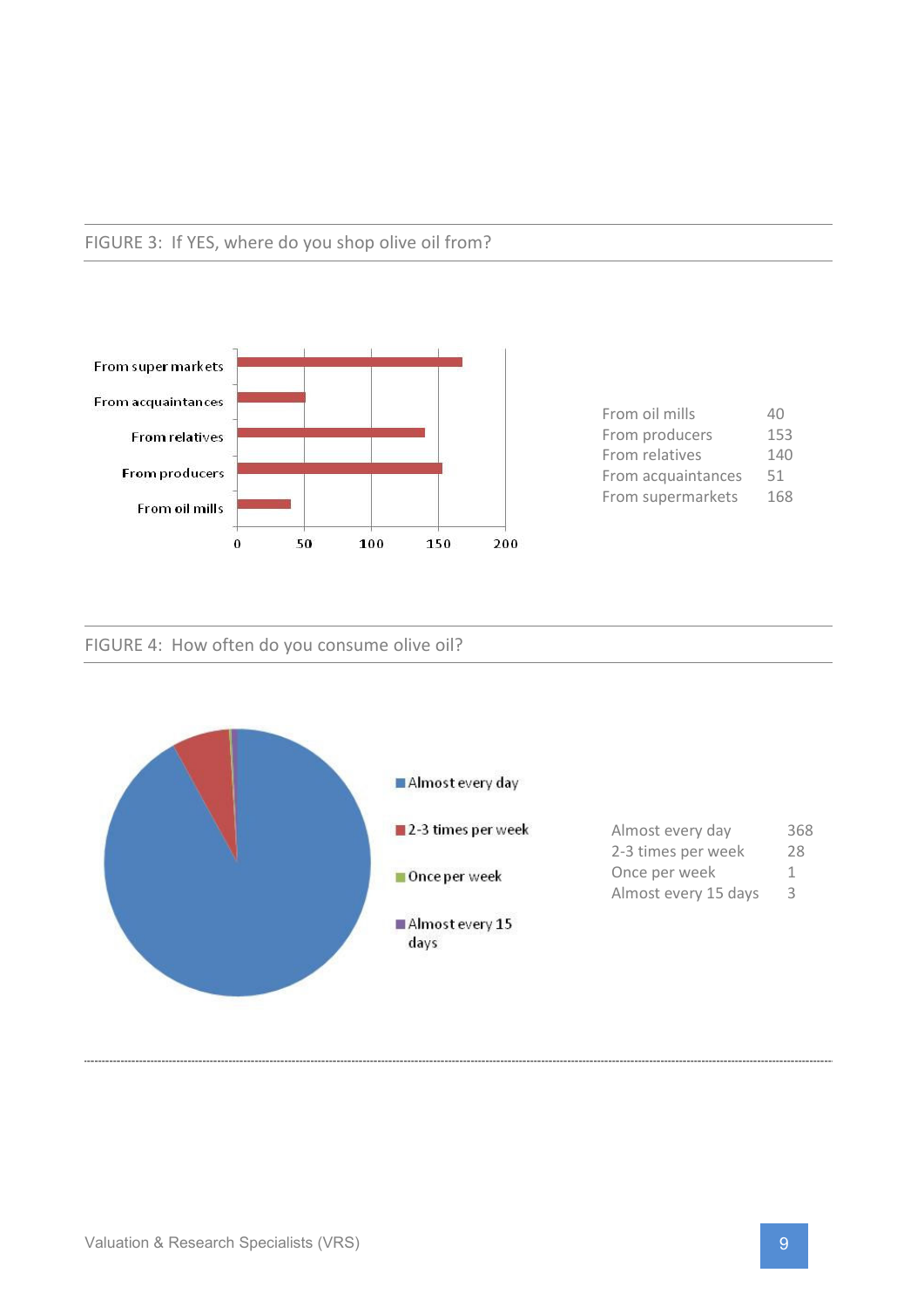FIGURE 3: If YES, where do you shop olive oil from?

| | |
|---|---|
| From oil mills | 40 |
| From producers | 153 |
| From relatives | 140 |
| From acquaintances | 51 |
| From supermarkets | 168 |

FIGURE 4: How often do you consume olive oil?

| | |
|---|---|
| Almost every day | 368 |
| 2-3 times per week | 28 |
| Once per week | 1 |
| Almost every 15 days | 3 |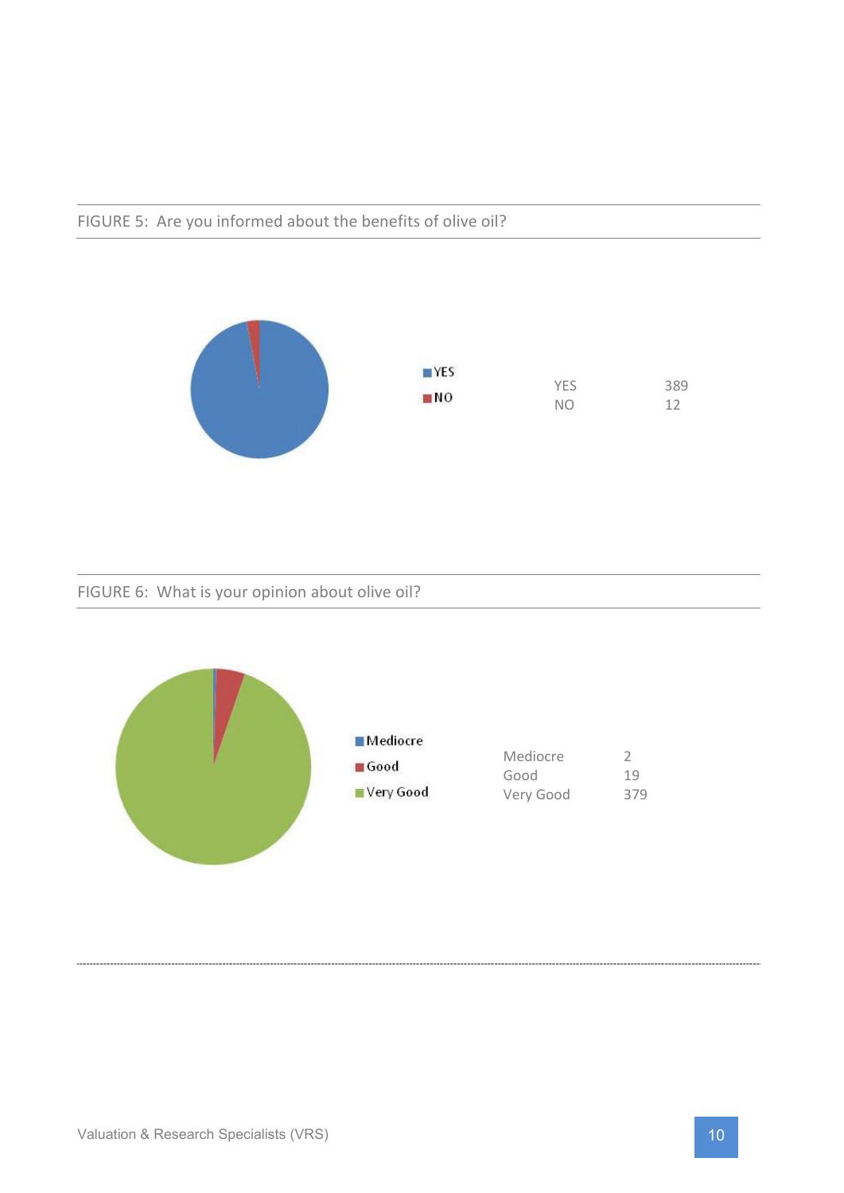FIGURE 5: Are you informed about the benefits of olive oil?

| | |
|---|---|
| YES | 389 |
| NO | 12 |

FIGURE 6: What is your opinion about olive oil?

| | |
|---|---|
| Mediocre | 2 |
| Good | 19 |
| Very Good | 379 |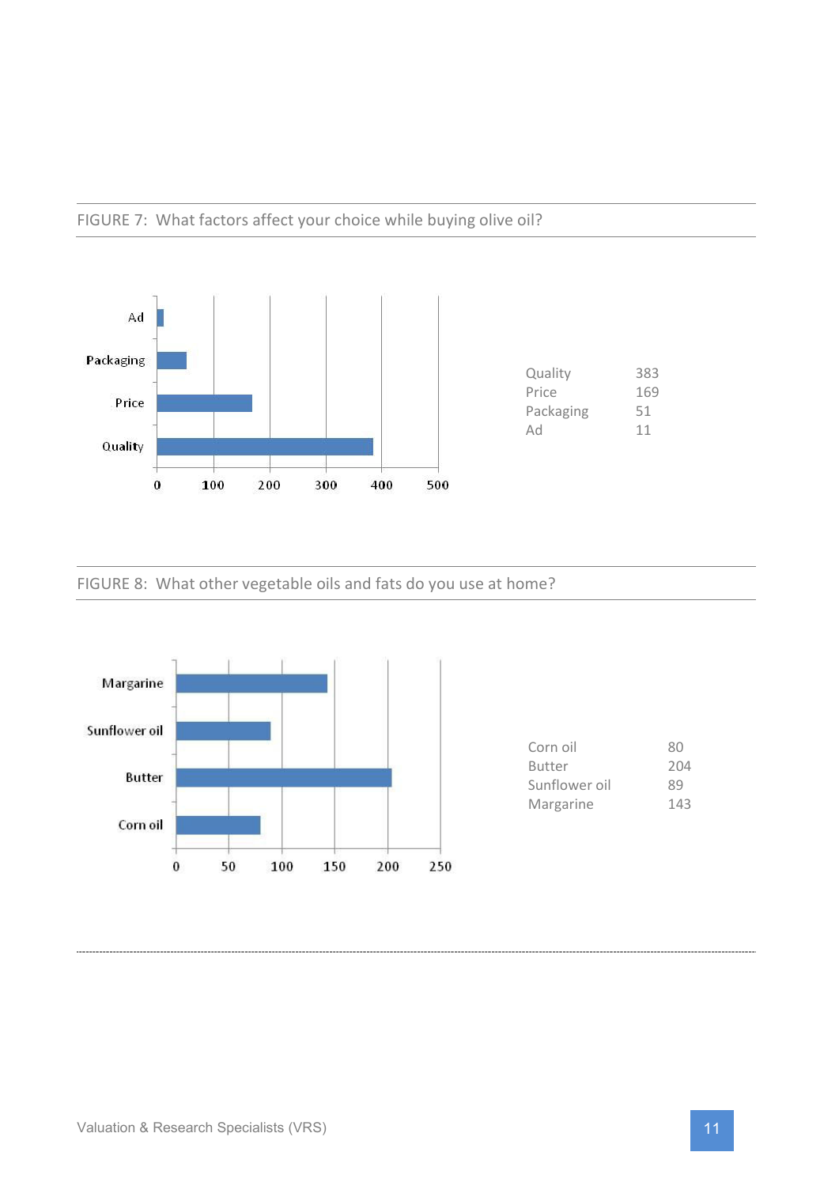FIGURE 7: What factors affect your choice while buying olive oil?

| | |
|---|---|
| Quality | 383 |
| Price | 169 |
| Packaging | 51 |
| Ad | 11 |

FIGURE 8: What other vegetable oils and fats do you use at home?

| | |
|---|---|
| Corn oil | 80 |
| Butter | 204 |
| Sunflower oil | 89 |
| Margarine | 143 |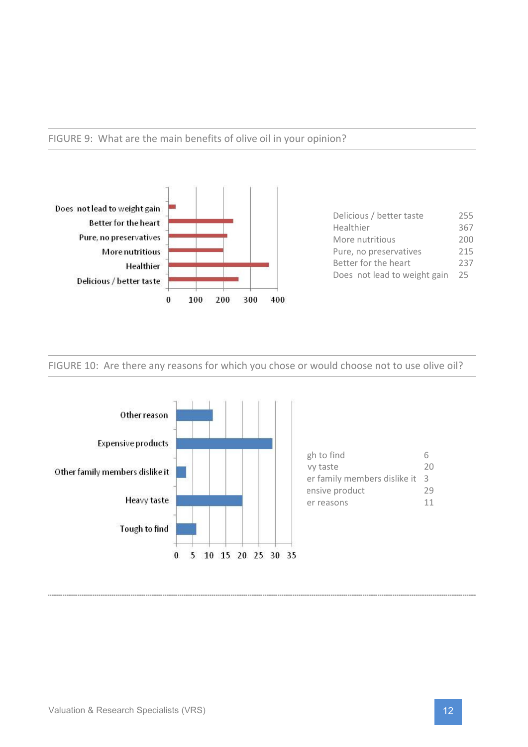FIGURE 9: What are the main benefits of olive oil in your opinion?

| | |
|---|---|
| Delicious / better taste | 255 |
| Healthier | 367 |
| More nutritious | 200 |
| Pure, no preservatives | 215 |
| Better for the heart | 237 |
| Does not lead to weight gain | 25 |

FIGURE 10: Are there any reasons for which you chose or would choose not to use olive oil?

| | |
|---|---|
| gh to find | 6 |
| vy taste | 20 |
| er family members dislike it | 3 |
| ensive product | 29 |
| er reasons | 11 |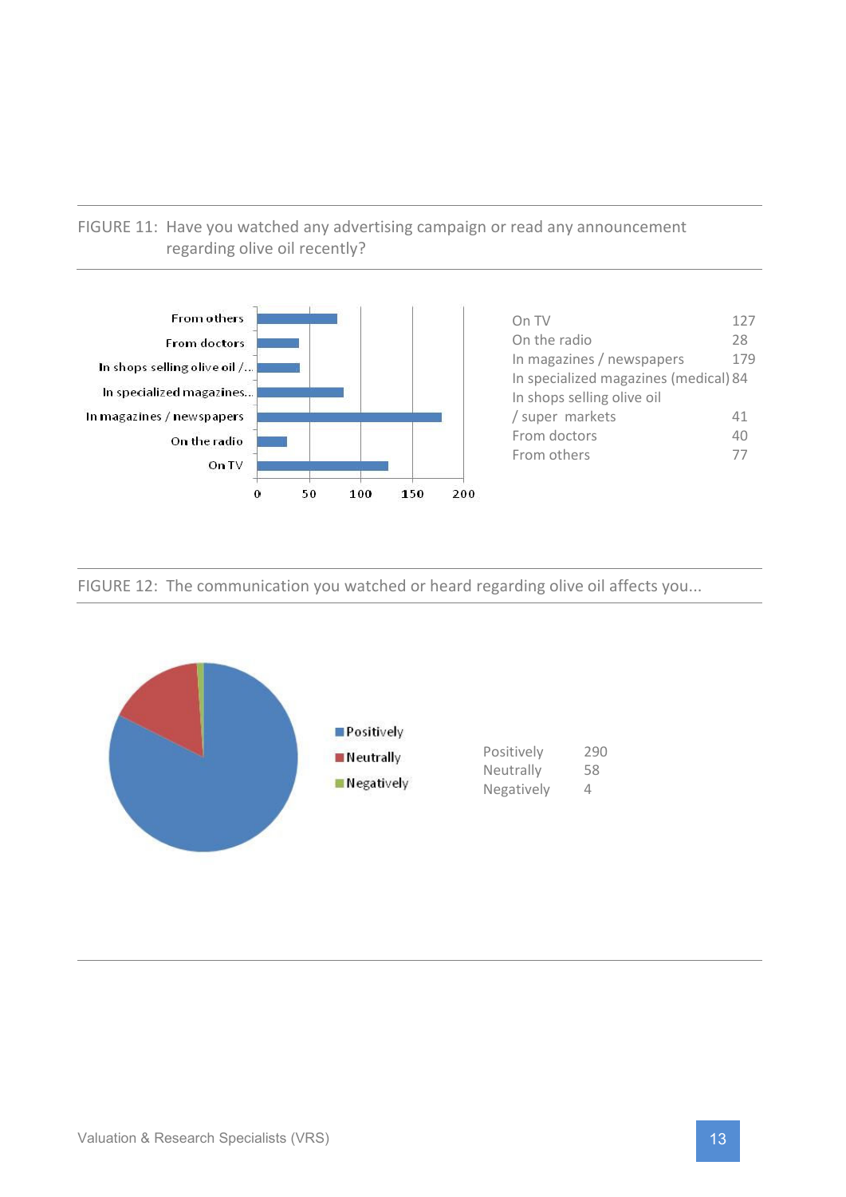FIGURE 11: Have you watched any advertising campaign or read any announcement regarding olive oil recently?

| | |
|---|---|
| On TV | 127 |
| On the radio | 28 |
| In magazines / newspapers | 179 |
| In specialized magazines (medical) | 84 |
| In shops selling olive oil / super markets | 41 |
| From doctors | 40 |
| From others | 77 |

FIGURE 12: The communication you watched or heard regarding olive oil affects you...

| | |
|---|---|
| Positively | 290 |
| Neutrally | 58 |
| Negatively | 4 |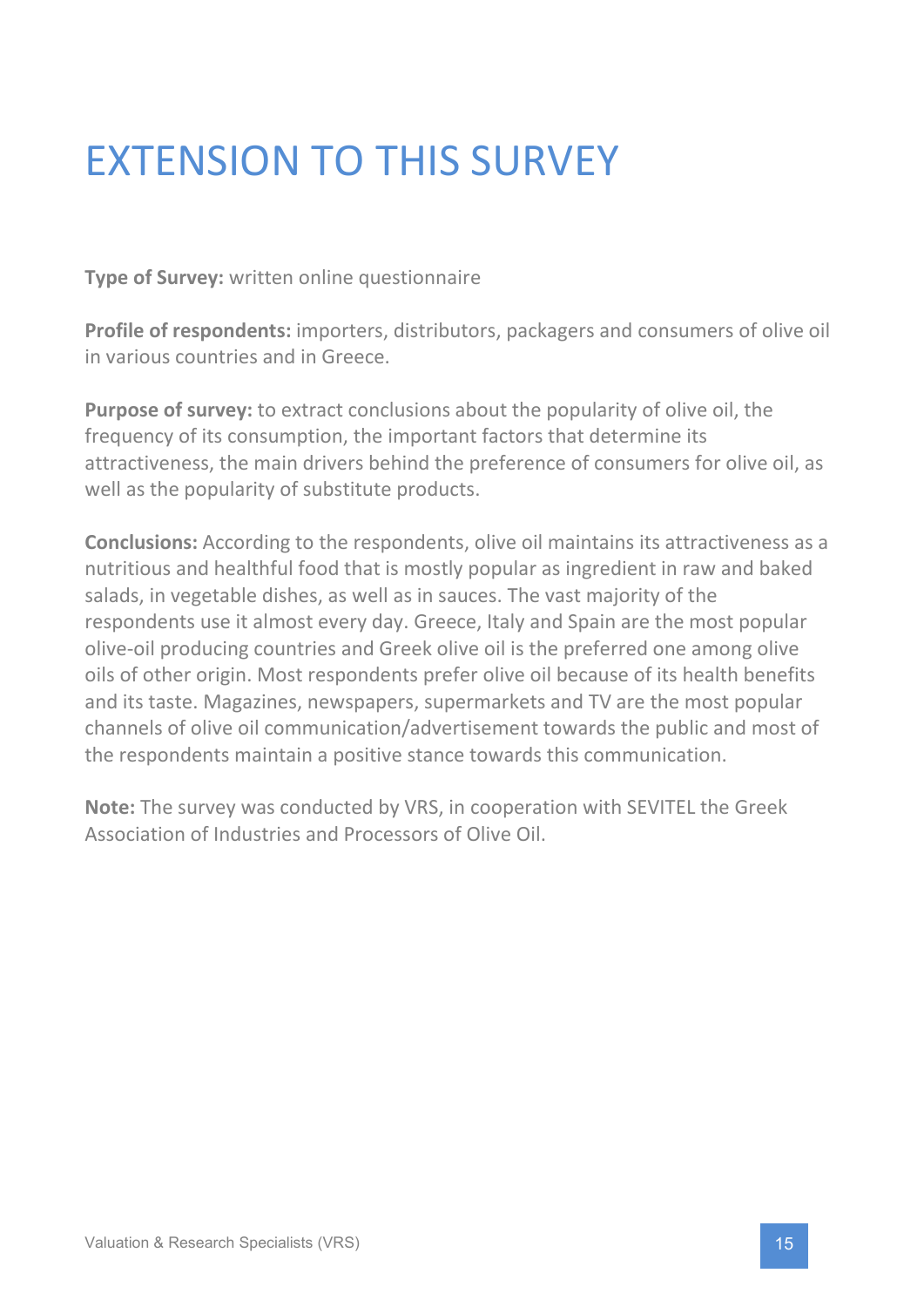# EXTENSION TO THIS SURVEY

**Type of Survey:** written online questionnaire

**Profile of respondents:** importers, distributors, packagers and consumers of olive oil in various countries and in Greece.

**Purpose of survey:** to extract conclusions about the popularity of olive oil, the frequency of its consumption, the important factors that determine its attractiveness, the main drivers behind the preference of consumers for olive oil, as well as the popularity of substitute products.

**Conclusions:** According to the respondents, olive oil maintains its attractiveness as a nutritious and healthful food that is mostly popular as ingredient in raw and baked salads, in vegetable dishes, as well as in sauces. The vast majority of the respondents use it almost every day. Greece, Italy and Spain are the most popular olive-oil producing countries and Greek olive oil is the preferred one among olive oils of other origin. Most respondents prefer olive oil because of its health benefits and its taste. Magazines, newspapers, supermarkets and TV are the most popular channels of olive oil communication/advertisement towards the public and most of the respondents maintain a positive stance towards this communication.

**Note:** The survey was conducted by VRS, in cooperation with SEVITEL the Greek Association of Industries and Processors of Olive Oil.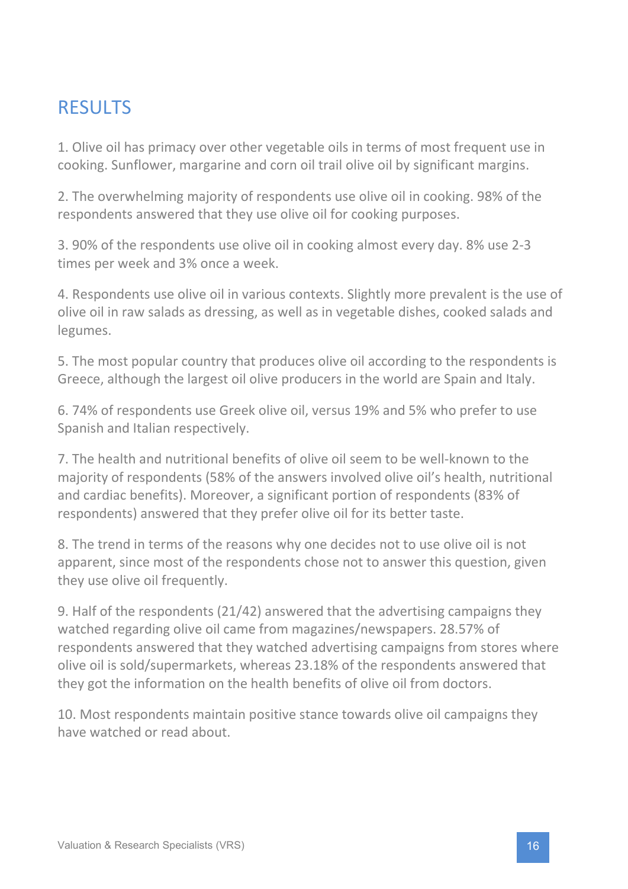## RESULTS

1. Olive oil has primacy over other vegetable oils in terms of most frequent use in cooking. Sunflower, margarine and corn oil trail olive oil by significant margins.

2. The overwhelming majority of respondents use olive oil in cooking. 98% of the respondents answered that they use olive oil for cooking purposes.

3. 90% of the respondents use olive oil in cooking almost every day. 8% use 2-3 times per week and 3% once a week.

4. Respondents use olive oil in various contexts. Slightly more prevalent is the use of olive oil in raw salads as dressing, as well as in vegetable dishes, cooked salads and legumes.

5. The most popular country that produces olive oil according to the respondents is Greece, although the largest oil olive producers in the world are Spain and Italy.

6. 74% of respondents use Greek olive oil, versus 19% and 5% who prefer to use Spanish and Italian respectively.

7. The health and nutritional benefits of olive oil seem to be well-known to the majority of respondents (58% of the answers involved olive oil's health, nutritional and cardiac benefits). Moreover, a significant portion of respondents (83% of respondents) answered that they prefer olive oil for its better taste.

8. The trend in terms of the reasons why one decides not to use olive oil is not apparent, since most of the respondents chose not to answer this question, given they use olive oil frequently.

9. Half of the respondents (21/42) answered that the advertising campaigns they watched regarding olive oil came from magazines/newspapers. 28.57% of respondents answered that they watched advertising campaigns from stores where olive oil is sold/supermarkets, whereas 23.18% of the respondents answered that they got the information on the health benefits of olive oil from doctors.

10. Most respondents maintain positive stance towards olive oil campaigns they have watched or read about.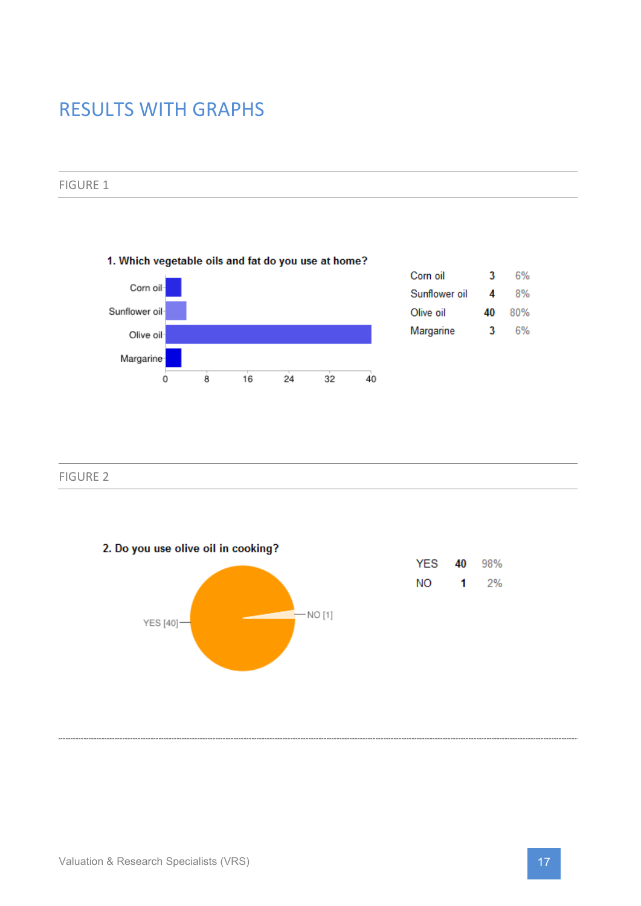# RESULTS WITH GRAPHS

## FIGURE 1

**1. Which vegetable oils and fat do you use at home?**

| | | |
|---|---|---|
| Corn oil | 3 | 6% |
| Sunflower oil | 4 | 8% |
| Olive oil | 40 | 80% |
| Margarine | 3 | 6% |

## FIGURE 2

**2. Do you use olive oil in cooking?**

| | | |
|---|---|---|
| YES | 40 | 98% |
| NO | 1 | 2% |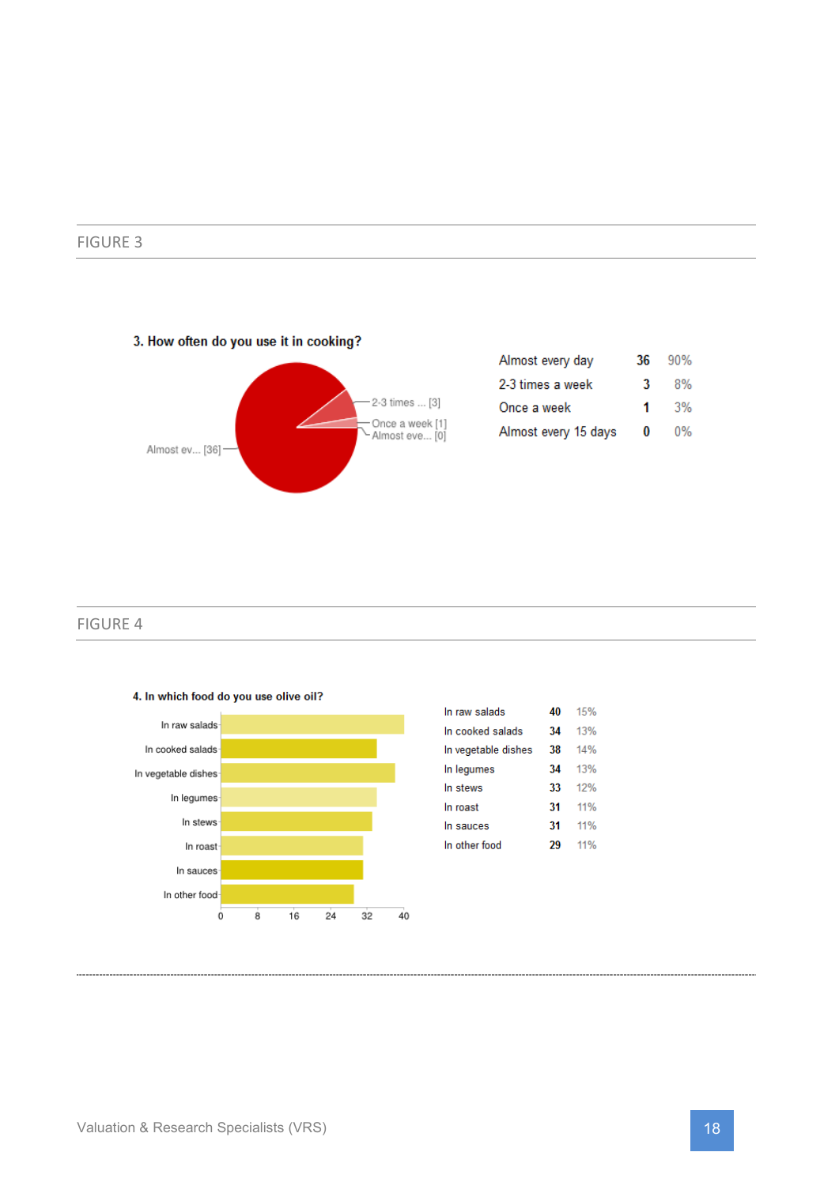FIGURE 3

**3. How often do you use it in cooking?**

| | | |
|---|---|---|
| Almost every day | 36 | 90% |
| 2-3 times a week | 3 | 8% |
| Once a week | 1 | 3% |
| Almost every 15 days | 0 | 0% |

FIGURE 4

**4. In which food do you use olive oil?**

| | | |
|---|---|---|
| In raw salads | 40 | 15% |
| In cooked salads | 34 | 13% |
| In vegetable dishes | 38 | 14% |
| In legumes | 34 | 13% |
| In stews | 33 | 12% |
| In roast | 31 | 11% |
| In sauces | 31 | 11% |
| In other food | 29 | 11% |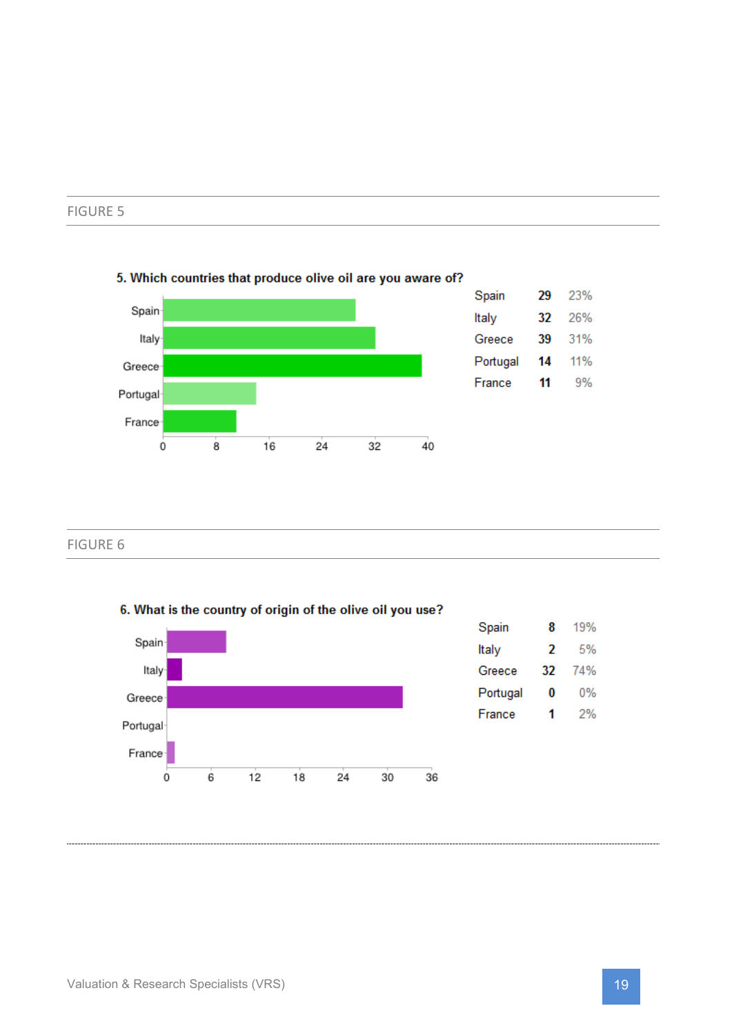FIGURE 5

**5. Which countries that produce olive oil are you aware of?**

| Country | Count | Percent |
|---|---|---|
| Spain | 29 | 23% |
| Italy | 32 | 26% |
| Greece | 39 | 31% |
| Portugal | 14 | 11% |
| France | 11 | 9% |

FIGURE 6

**6. What is the country of origin of the olive oil you use?**

| Country | Count | Percent |
|---|---|---|
| Spain | 8 | 19% |
| Italy | 2 | 5% |
| Greece | 32 | 74% |
| Portugal | 0 | 0% |
| France | 1 | 2% |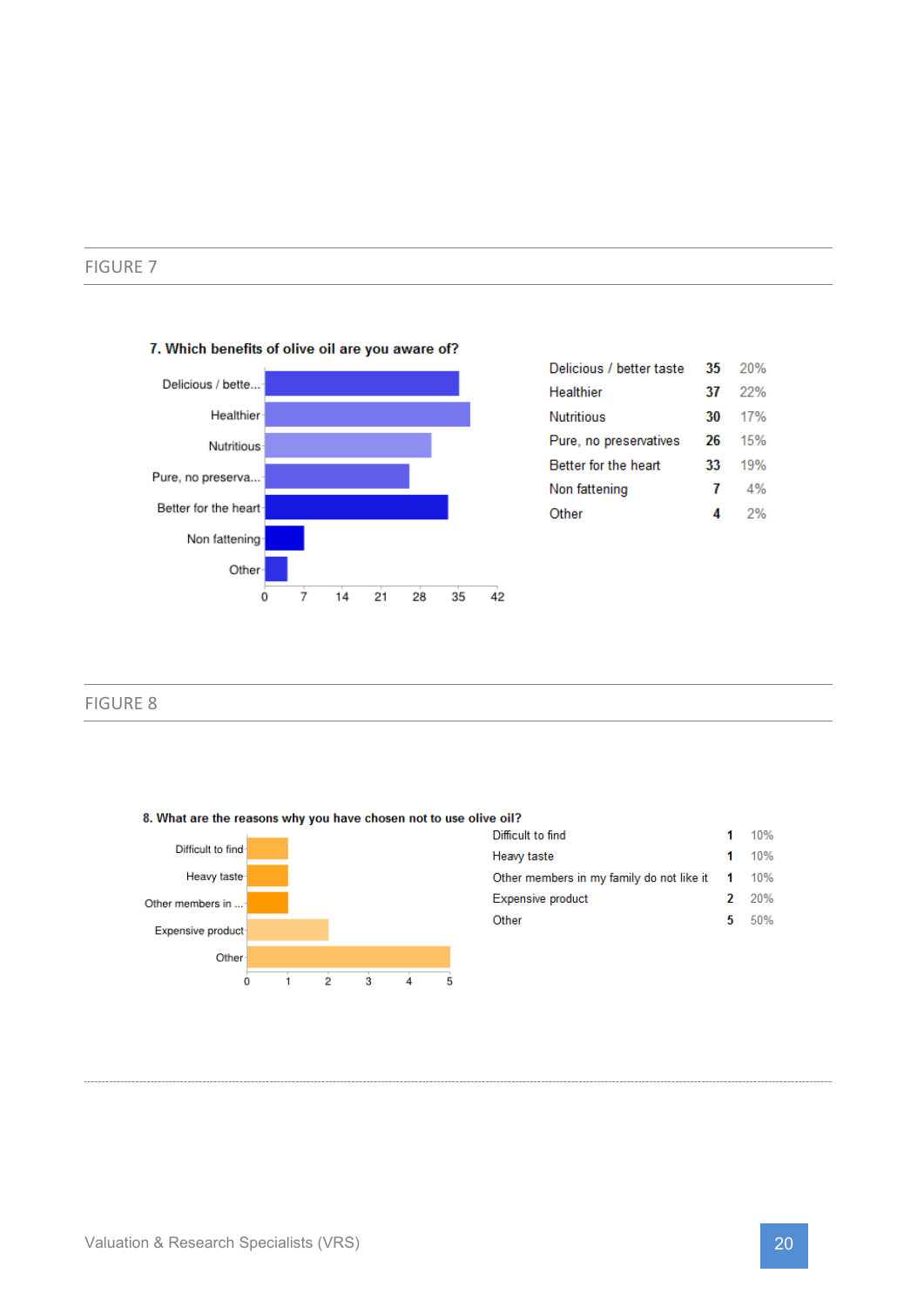FIGURE 7

**7. Which benefits of olive oil are you aware of?**

| Benefit | Count | % |
|---|---|---|
| Delicious / better taste | 35 | 20% |
| Healthier | 37 | 22% |
| Nutritious | 30 | 17% |
| Pure, no preservatives | 26 | 15% |
| Better for the heart | 33 | 19% |
| Non fattening | 7 | 4% |
| Other | 4 | 2% |

FIGURE 8

**8. What are the reasons why you have chosen not to use olive oil?**

| Reason | Count | % |
|---|---|---|
| Difficult to find | 1 | 10% |
| Heavy taste | 1 | 10% |
| Other members in my family do not like it | 1 | 10% |
| Expensive product | 2 | 20% |
| Other | 5 | 50% |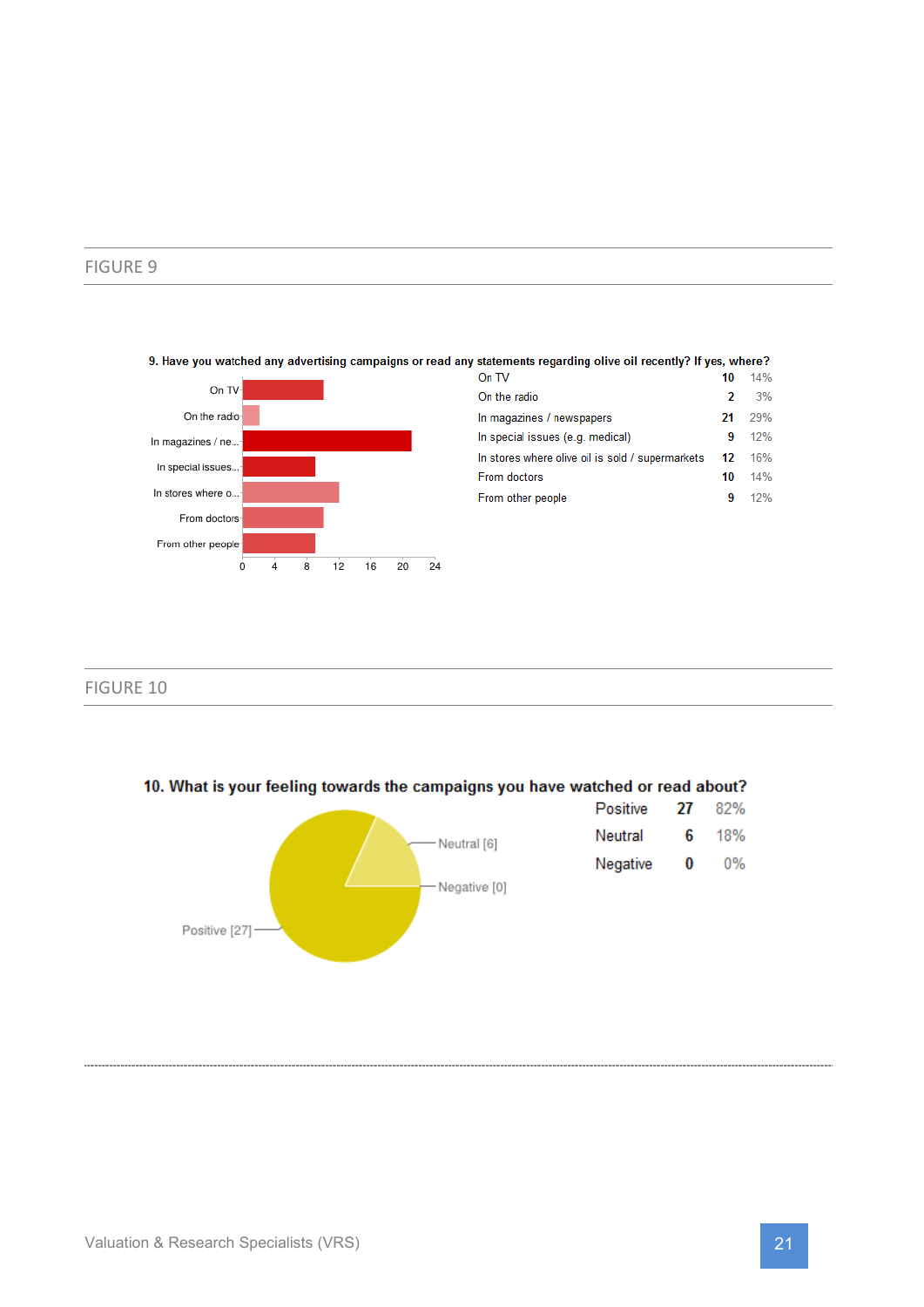## FIGURE 9

**9. Have you watched any advertising campaigns or read any statements regarding olive oil recently? If yes, where?**

| | | |
|---|---|---|
| On TV | 10 | 14% |
| On the radio | 2 | 3% |
| In magazines / newspapers | 21 | 29% |
| In special issues (e.g. medical) | 9 | 12% |
| In stores where olive oil is sold / supermarkets | 12 | 16% |
| From doctors | 10 | 14% |
| From other people | 9 | 12% |

## FIGURE 10

**10. What is your feeling towards the campaigns you have watched or read about?**

| | | |
|---|---|---|
| Positive | 27 | 82% |
| Neutral | 6 | 18% |
| Negative | 0 | 0% |

Valuation & Research Specialists (VRS)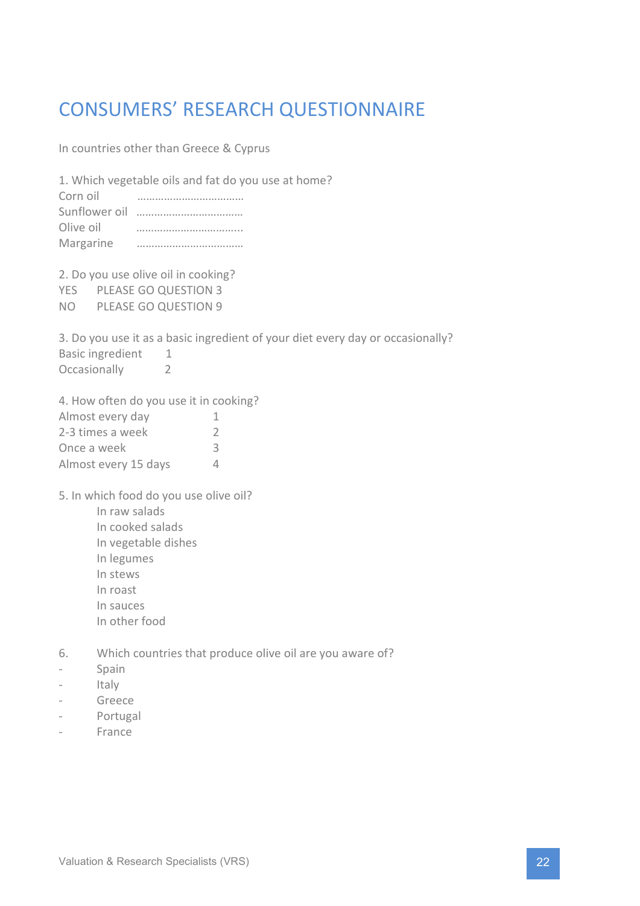# CONSUMERS' RESEARCH QUESTIONNAIRE

In countries other than Greece & Cyprus

1. Which vegetable oils and fat do you use at home?

Corn oil ………………………………

Sunflower oil ………………………………

Olive oil ……………………………..

Margarine ………………………………

2. Do you use olive oil in cooking?

YES PLEASE GO QUESTION 3

NO PLEASE GO QUESTION 9

3. Do you use it as a basic ingredient of your diet every day or occasionally?

Basic ingredient 1

Occasionally 2

4. How often do you use it in cooking?

Almost every day 1

2-3 times a week 2

Once a week 3

Almost every 15 days 4

5. In which food do you use olive oil?

In raw salads

In cooked salads

In vegetable dishes

In legumes

In stews

In roast

In sauces

In other food

6. Which countries that produce olive oil are you aware of?

- Spain
- Italy
- Greece
- Portugal
- France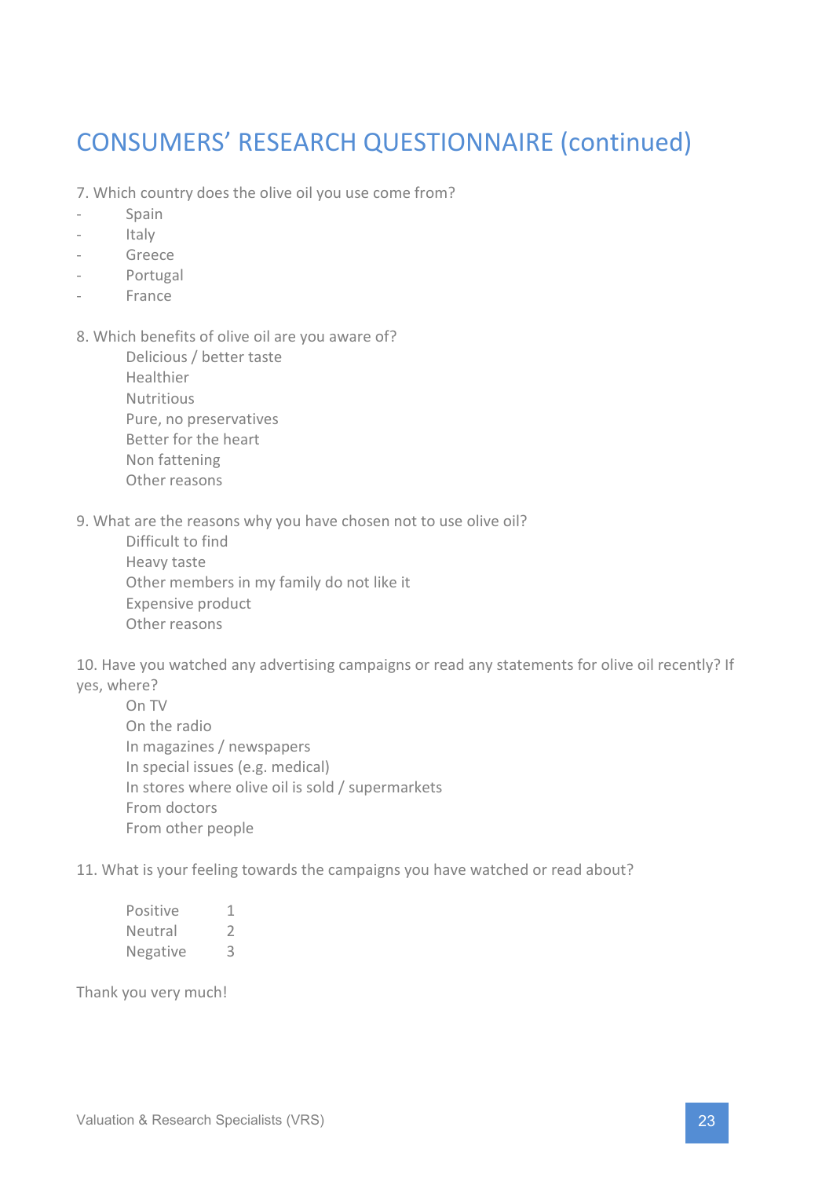# CONSUMERS' RESEARCH QUESTIONNAIRE (continued)

7. Which country does the olive oil you use come from?

- Spain
- Italy
- Greece
- Portugal
- France

8. Which benefits of olive oil are you aware of?

   Delicious / better taste
   Healthier
   Nutritious
   Pure, no preservatives
   Better for the heart
   Non fattening
   Other reasons

9. What are the reasons why you have chosen not to use olive oil?

   Difficult to find
   Heavy taste
   Other members in my family do not like it
   Expensive product
   Other reasons

10. Have you watched any advertising campaigns or read any statements for olive oil recently? If yes, where?

   On TV
   On the radio
   In magazines / newspapers
   In special issues (e.g. medical)
   In stores where olive oil is sold / supermarkets
   From doctors
   From other people

11. What is your feeling towards the campaigns you have watched or read about?

| | |
|---|---|
| Positive | 1 |
| Neutral | 2 |
| Negative | 3 |

Thank you very much!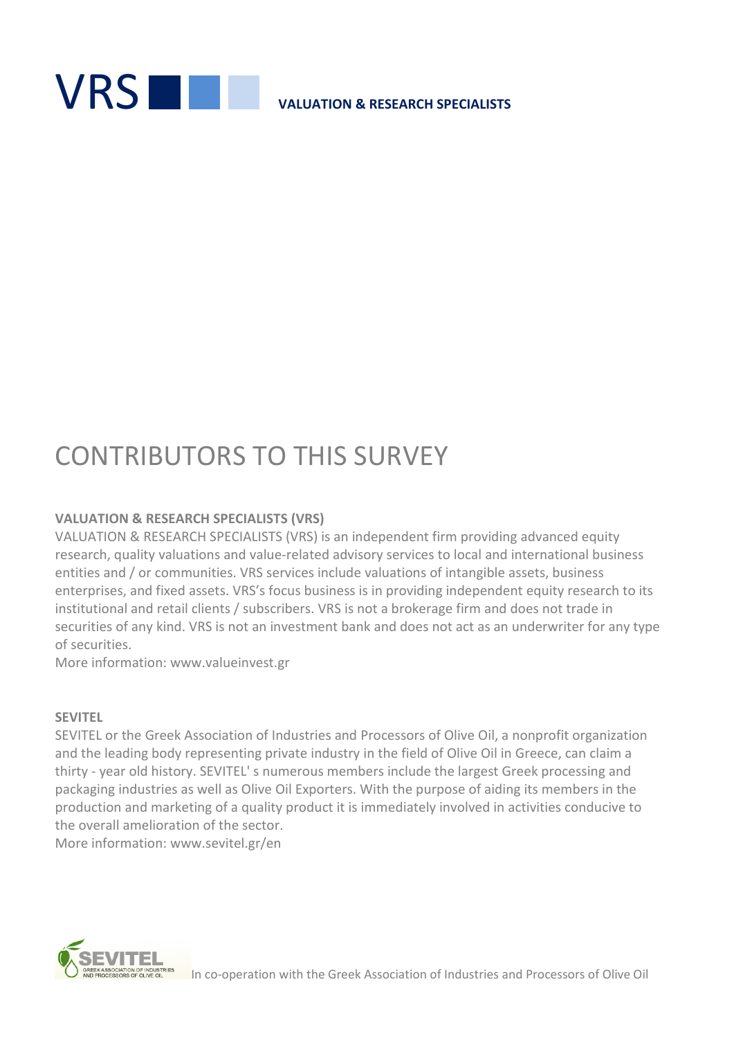VRS **VALUATION & RESEARCH SPECIALISTS**

# CONTRIBUTORS TO THIS SURVEY

**VALUATION & RESEARCH SPECIALISTS (VRS)**

VALUATION & RESEARCH SPECIALISTS (VRS) is an independent firm providing advanced equity research, quality valuations and value-related advisory services to local and international business entities and / or communities. VRS services include valuations of intangible assets, business enterprises, and fixed assets. VRS's focus business is in providing independent equity research to its institutional and retail clients / subscribers. VRS is not a brokerage firm and does not trade in securities of any kind. VRS is not an investment bank and does not act as an underwriter for any type of securities.

More information: www.valueinvest.gr

**SEVITEL**

SEVITEL or the Greek Association of Industries and Processors of Olive Oil, a nonprofit organization and the leading body representing private industry in the field of Olive Oil in Greece, can claim a thirty - year old history. SEVITEL' s numerous members include the largest Greek processing and packaging industries as well as Olive Oil Exporters. With the purpose of aiding its members in the production and marketing of a quality product it is immediately involved in activities conducive to the overall amelioration of the sector.

More information: www.sevitel.gr/en

SEVITEL GREEK ASSOCIATION OF INDUSTRIES AND PROCESSORS OF OLIVE OIL

In co-operation with the Greek Association of Industries and Processors of Olive Oil